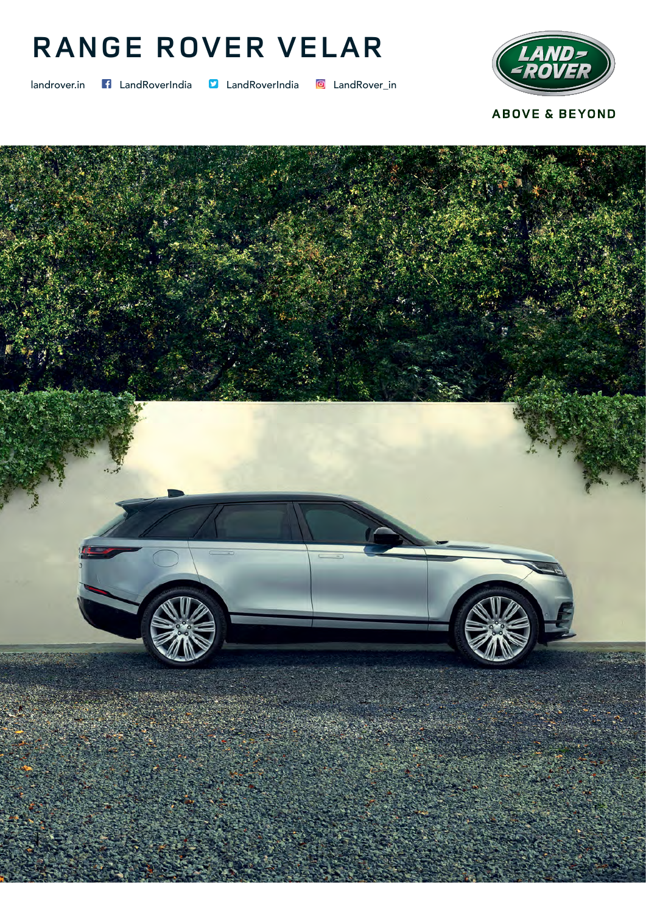# RANGE ROVER VELAR

landrover.in LandRoverIndia LandRoverIndia LandRover_in

ABOVE & BEYOND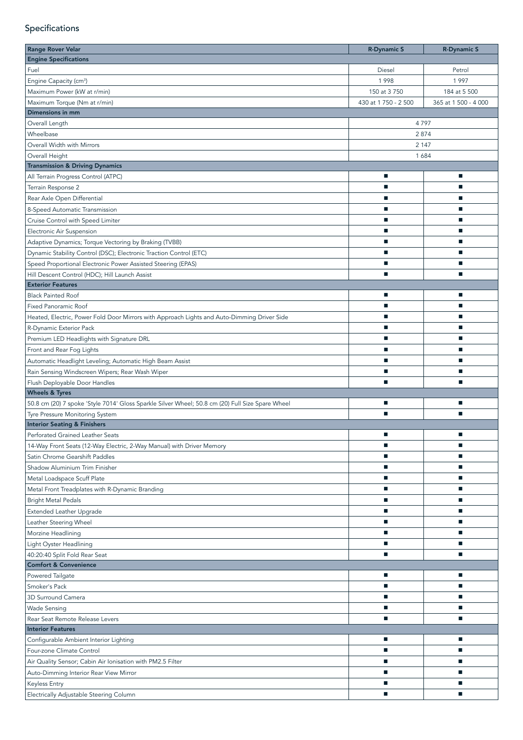## Specifications

| Range Rover Velar | R-Dynamic S | R-Dynamic S |
|---|---|---|
| **Engine Specifications** | | |
| Fuel | Diesel | Petrol |
| Engine Capacity (cm³) | 1 998 | 1 997 |
| Maximum Power (kW at r/min) | 150 at 3 750 | 184 at 5 500 |
| Maximum Torque (Nm at r/min) | 430 at 1 750 - 2 500 | 365 at 1 500 - 4 000 |
| **Dimensions in mm** | | |
| Overall Length | 4 797 | |
| Wheelbase | 2 874 | |
| Overall Width with Mirrors | 2 147 | |
| Overall Height | 1 684 | |
| **Transmission & Driving Dynamics** | | |
| All Terrain Progress Control (ATPC) | ■ | ■ |
| Terrain Response 2 | ■ | ■ |
| Rear Axle Open Differential | ■ | ■ |
| 8-Speed Automatic Transmission | ■ | ■ |
| Cruise Control with Speed Limiter | ■ | ■ |
| Electronic Air Suspension | ■ | ■ |
| Adaptive Dynamics; Torque Vectoring by Braking (TVBB) | ■ | ■ |
| Dynamic Stability Control (DSC); Electronic Traction Control (ETC) | ■ | ■ |
| Speed Proportional Electronic Power Assisted Steering (EPAS) | ■ | ■ |
| Hill Descent Control (HDC); Hill Launch Assist | ■ | ■ |
| **Exterior Features** | | |
| Black Painted Roof | ■ | ■ |
| Fixed Panoramic Roof | ■ | ■ |
| Heated, Electric, Power Fold Door Mirrors with Approach Lights and Auto-Dimming Driver Side | ■ | ■ |
| R-Dynamic Exterior Pack | ■ | ■ |
| Premium LED Headlights with Signature DRL | ■ | ■ |
| Front and Rear Fog Lights | ■ | ■ |
| Automatic Headlight Leveling; Automatic High Beam Assist | ■ | ■ |
| Rain Sensing Windscreen Wipers; Rear Wash Wiper | ■ | ■ |
| Flush Deployable Door Handles | ■ | ■ |
| **Wheels & Tyres** | | |
| 50.8 cm (20) 7 spoke 'Style 7014' Gloss Sparkle Silver Wheel; 50.8 cm (20) Full Size Spare Wheel | ■ | ■ |
| Tyre Pressure Monitoring System | ■ | ■ |
| **Interior Seating & Finishers** | | |
| Perforated Grained Leather Seats | ■ | ■ |
| 14-Way Front Seats (12-Way Electric, 2-Way Manual) with Driver Memory | ■ | ■ |
| Satin Chrome Gearshift Paddles | ■ | ■ |
| Shadow Aluminium Trim Finisher | ■ | ■ |
| Metal Loadspace Scuff Plate | ■ | ■ |
| Metal Front Treadplates with R-Dynamic Branding | ■ | ■ |
| Bright Metal Pedals | ■ | ■ |
| Extended Leather Upgrade | ■ | ■ |
| Leather Steering Wheel | ■ | ■ |
| Morzine Headlining | ■ | ■ |
| Light Oyster Headlining | ■ | ■ |
| 40:20:40 Split Fold Rear Seat | ■ | ■ |
| **Comfort & Convenience** | | |
| Powered Tailgate | ■ | ■ |
| Smoker's Pack | ■ | ■ |
| 3D Surround Camera | ■ | ■ |
| Wade Sensing | ■ | ■ |
| Rear Seat Remote Release Levers | ■ | ■ |
| **Interior Features** | | |
| Configurable Ambient Interior Lighting | ■ | ■ |
| Four-zone Climate Control | ■ | ■ |
| Air Quality Sensor; Cabin Air Ionisation with PM2.5 Filter | ■ | ■ |
| Auto-Dimming Interior Rear View Mirror | ■ | ■ |
| Keyless Entry | ■ | ■ |
| Electrically Adjustable Steering Column | ■ | ■ |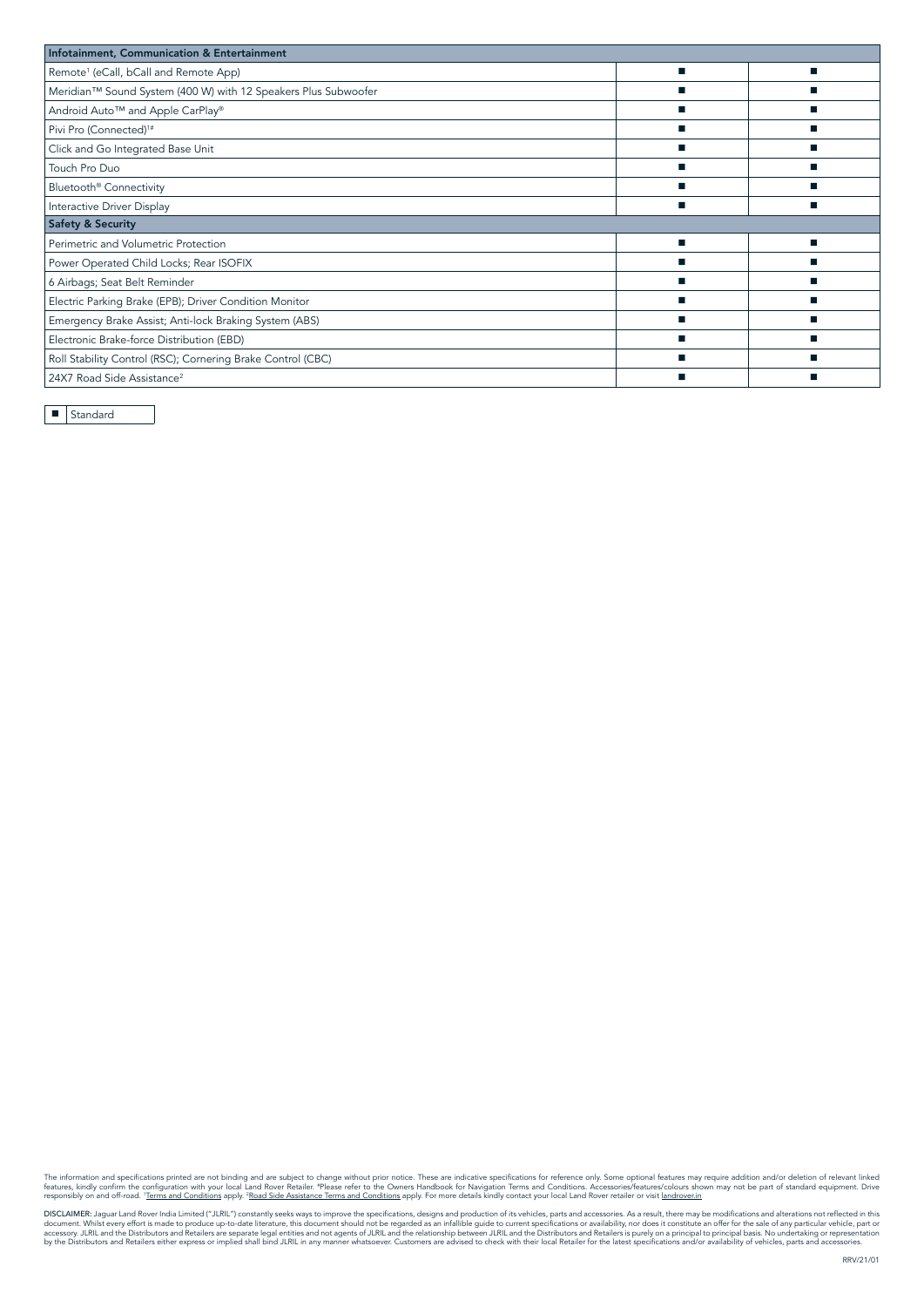| Infotainment, Communication & Entertainment | | |
|---|---|---|
| Remote[1] (eCall, bCall and Remote App) | ■ | ■ |
| Meridian™ Sound System (400 W) with 12 Speakers Plus Subwoofer | ■ | ■ |
| Android Auto™ and Apple CarPlay® | ■ | ■ |
| Pivi Pro (Connected)[1#] | ■ | ■ |
| Click and Go Integrated Base Unit | ■ | ■ |
| Touch Pro Duo | ■ | ■ |
| Bluetooth® Connectivity | ■ | ■ |
| Interactive Driver Display | ■ | ■ |
| **Safety & Security** | | |
| Perimetric and Volumetric Protection | ■ | ■ |
| Power Operated Child Locks; Rear ISOFIX | ■ | ■ |
| 6 Airbags; Seat Belt Reminder | ■ | ■ |
| Electric Parking Brake (EPB); Driver Condition Monitor | ■ | ■ |
| Emergency Brake Assist; Anti-lock Braking System (ABS) | ■ | ■ |
| Electronic Brake-force Distribution (EBD) | ■ | ■ |
| Roll Stability Control (RSC); Cornering Brake Control (CBC) | ■ | ■ |
| 24X7 Road Side Assistance[2] | ■ | ■ |

■ Standard

The information and specifications printed are not binding and are subject to change without prior notice. These are indicative specifications for reference only. Some optional features may require addition and/or deletion of relevant linked features, kindly confirm the configuration with your local Land Rover Retailer. #Please refer to the Owners Handbook for Navigation Terms and Conditions. Accessories/features/colours shown may not be part of standard equipment. Drive responsibly on and off-road. [1]Terms and Conditions apply. [2]Road Side Assistance Terms and Conditions apply. For more details kindly contact your local Land Rover retailer or visit landrover.in

DISCLAIMER: Jaguar Land Rover India Limited ("JLRIL") constantly seeks ways to improve the specifications, designs and production of its vehicles, parts and accessories. As a result, there may be modifications and alterations not reflected in this document. Whilst every effort is made to produce up-to-date literature, this document should not be regarded as an infallible guide to current specifications or availability, nor does it constitute an offer for the sale of any particular vehicle, part or accessory. JLRIL and the Distributors and Retailers are separate legal entities and not agents of JLRIL and the relationship between JLRIL and the Distributors and Retailers is purely on a principal to principal basis. No undertaking or representation by the Distributors and Retailers either express or implied shall bind JLRIL in any manner whatsoever. Customers are advised to check with their local Retailer for the latest specifications and/or availability of vehicles, parts and accessories.

RRV/21/01